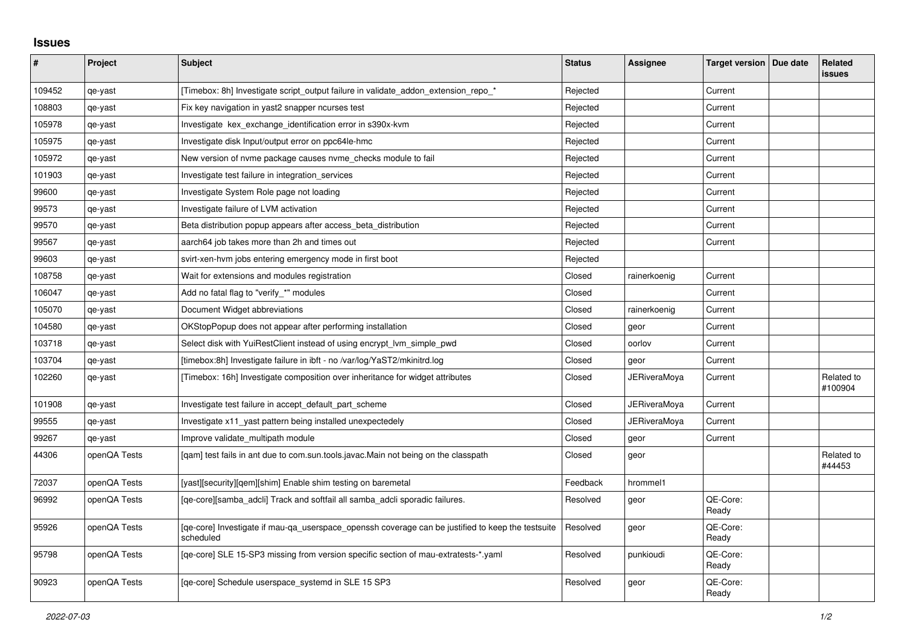## Issues

| # | Project | Subject | Status | Assignee | Target version | Due date | Related issues |
|---|---|---|---|---|---|---|---|
| 109452 | qe-yast | [Timebox: 8h] Investigate script_output failure in validate_addon_extension_repo_* | Rejected | | Current | | |
| 108803 | qe-yast | Fix key navigation in yast2 snapper ncurses test | Rejected | | Current | | |
| 105978 | qe-yast | Investigate kex_exchange_identification error in s390x-kvm | Rejected | | Current | | |
| 105975 | qe-yast | Investigate disk Input/output error on ppc64le-hmc | Rejected | | Current | | |
| 105972 | qe-yast | New version of nvme package causes nvme_checks module to fail | Rejected | | Current | | |
| 101903 | qe-yast | Investigate test failure in integration_services | Rejected | | Current | | |
| 99600 | qe-yast | Investigate System Role page not loading | Rejected | | Current | | |
| 99573 | qe-yast | Investigate failure of LVM activation | Rejected | | Current | | |
| 99570 | qe-yast | Beta distribution popup appears after access_beta_distribution | Rejected | | Current | | |
| 99567 | qe-yast | aarch64 job takes more than 2h and times out | Rejected | | Current | | |
| 99603 | qe-yast | svirt-xen-hvm jobs entering emergency mode in first boot | Rejected | | | | |
| 108758 | qe-yast | Wait for extensions and modules registration | Closed | rainerkoenig | Current | | |
| 106047 | qe-yast | Add no fatal flag to "verify_*" modules | Closed | | Current | | |
| 105070 | qe-yast | Document Widget abbreviations | Closed | rainerkoenig | Current | | |
| 104580 | qe-yast | OKStopPopup does not appear after performing installation | Closed | geor | Current | | |
| 103718 | qe-yast | Select disk with YuiRestClient instead of using encrypt_lvm_simple_pwd | Closed | oorlov | Current | | |
| 103704 | qe-yast | [timebox:8h] Investigate failure in ibft - no /var/log/YaST2/mkinitrd.log | Closed | geor | Current | | |
| 102260 | qe-yast | [Timebox: 16h] Investigate composition over inheritance for widget attributes | Closed | JERiveraMoya | Current | | Related to #100904 |
| 101908 | qe-yast | Investigate test failure in accept_default_part_scheme | Closed | JERiveraMoya | Current | | |
| 99555 | qe-yast | Investigate x11_yast pattern being installed unexpectedely | Closed | JERiveraMoya | Current | | |
| 99267 | qe-yast | Improve validate_multipath module | Closed | geor | Current | | |
| 44306 | openQA Tests | [qam] test fails in ant due to com.sun.tools.javac.Main not being on the classpath | Closed | geor | | | Related to #44453 |
| 72037 | openQA Tests | [yast][security][qem][shim] Enable shim testing on baremetal | Feedback | hrommel1 | | | |
| 96992 | openQA Tests | [qe-core][samba_adcli] Track and softfail all samba_adcli sporadic failures. | Resolved | geor | QE-Core: Ready | | |
| 95926 | openQA Tests | [qe-core] Investigate if mau-qa_userspace_openssh coverage can be justified to keep the testsuite scheduled | Resolved | geor | QE-Core: Ready | | |
| 95798 | openQA Tests | [qe-core] SLE 15-SP3 missing from version specific section of mau-extratests-*.yaml | Resolved | punkioudi | QE-Core: Ready | | |
| 90923 | openQA Tests | [qe-core] Schedule userspace_systemd in SLE 15 SP3 | Resolved | geor | QE-Core: Ready | | |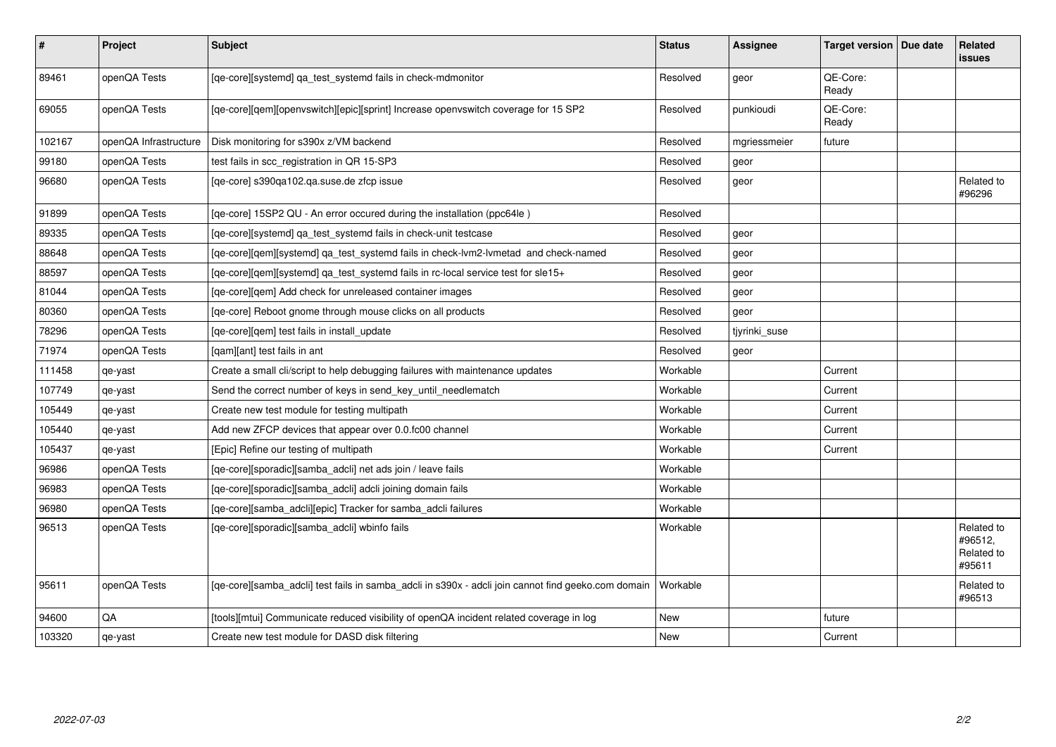| # | Project | Subject | Status | Assignee | Target version | Due date | Related issues |
|---|---|---|---|---|---|---|---|
| 89461 | openQA Tests | [qe-core][systemd] qa_test_systemd fails in check-mdmonitor | Resolved | geor | QE-Core: Ready | | |
| 69055 | openQA Tests | [qe-core][qem][openvswitch][epic][sprint] Increase openvswitch coverage for 15 SP2 | Resolved | punkioudi | QE-Core: Ready | | |
| 102167 | openQA Infrastructure | Disk monitoring for s390x z/VM backend | Resolved | mgriessmeier | future | | |
| 99180 | openQA Tests | test fails in scc_registration in QR 15-SP3 | Resolved | geor | | | |
| 96680 | openQA Tests | [qe-core] s390qa102.qa.suse.de zfcp issue | Resolved | geor | | | Related to #96296 |
| 91899 | openQA Tests | [qe-core] 15SP2 QU - An error occured during the installation (ppc64le ) | Resolved | | | | |
| 89335 | openQA Tests | [qe-core][systemd] qa_test_systemd fails in check-unit testcase | Resolved | geor | | | |
| 88648 | openQA Tests | [qe-core][qem][systemd] qa_test_systemd fails in check-lvm2-lvmetad and check-named | Resolved | geor | | | |
| 88597 | openQA Tests | [qe-core][qem][systemd] qa_test_systemd fails in rc-local service test for sle15+ | Resolved | geor | | | |
| 81044 | openQA Tests | [qe-core][qem] Add check for unreleased container images | Resolved | geor | | | |
| 80360 | openQA Tests | [qe-core] Reboot gnome through mouse clicks on all products | Resolved | geor | | | |
| 78296 | openQA Tests | [qe-core][qem] test fails in install_update | Resolved | tjyrinki_suse | | | |
| 71974 | openQA Tests | [qam][ant] test fails in ant | Resolved | geor | | | |
| 111458 | qe-yast | Create a small cli/script to help debugging failures with maintenance updates | Workable | | Current | | |
| 107749 | qe-yast | Send the correct number of keys in send_key_until_needlematch | Workable | | Current | | |
| 105449 | qe-yast | Create new test module for testing multipath | Workable | | Current | | |
| 105440 | qe-yast | Add new ZFCP devices that appear over 0.0.fc00 channel | Workable | | Current | | |
| 105437 | qe-yast | [Epic] Refine our testing of multipath | Workable | | Current | | |
| 96986 | openQA Tests | [qe-core][sporadic][samba_adcli] net ads join / leave fails | Workable | | | | |
| 96983 | openQA Tests | [qe-core][sporadic][samba_adcli] adcli joining domain fails | Workable | | | | |
| 96980 | openQA Tests | [qe-core][samba_adcli][epic] Tracker for samba_adcli failures | Workable | | | | |
| 96513 | openQA Tests | [qe-core][sporadic][samba_adcli] wbinfo fails | Workable | | | | Related to #96512, Related to #95611 |
| 95611 | openQA Tests | [qe-core][samba_adcli] test fails in samba_adcli in s390x - adcli join cannot find geeko.com domain | Workable | | | | Related to #96513 |
| 94600 | QA | [tools][mtui] Communicate reduced visibility of openQA incident related coverage in log | New | | future | | |
| 103320 | qe-yast | Create new test module for DASD disk filtering | New | | Current | | |